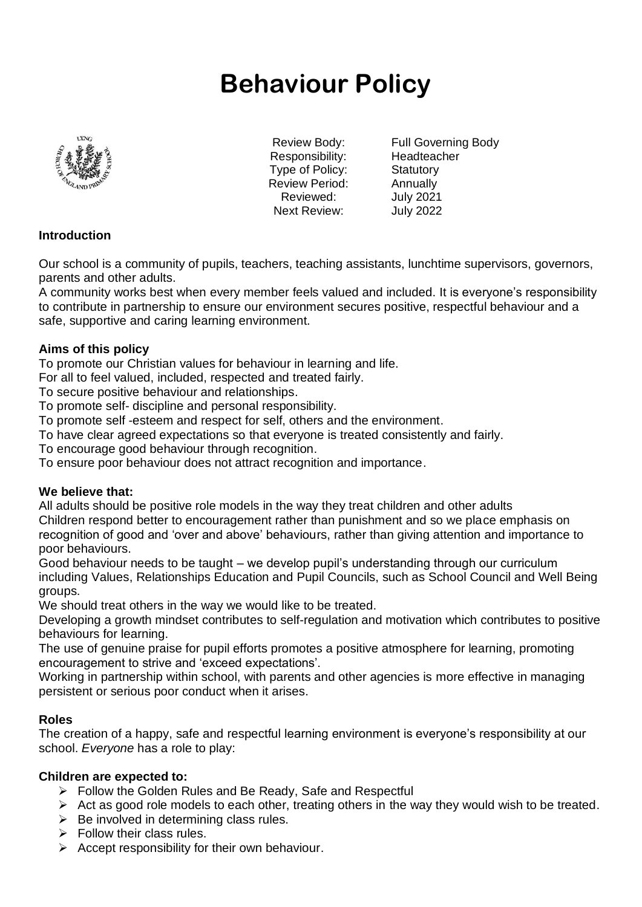# Behaviour Policy

| | |
|---|---|
| Review Body: | Full Governing Body |
| Responsibility: | Headteacher |
| Type of Policy: | Statutory |
| Review Period: | Annually |
| Reviewed: | July 2021 |
| Next Review: | July 2022 |

**Introduction**

Our school is a community of pupils, teachers, teaching assistants, lunchtime supervisors, governors, parents and other adults.

A community works best when every member feels valued and included. It is everyone's responsibility to contribute in partnership to ensure our environment secures positive, respectful behaviour and a safe, supportive and caring learning environment.

**Aims of this policy**

To promote our Christian values for behaviour in learning and life.
To all to feel valued, included, respected and treated fairly.
To secure positive behaviour and relationships.
To promote self- discipline and personal responsibility.
To promote self -esteem and respect for self, others and the environment.
To have clear agreed expectations so that everyone is treated consistently and fairly.
To encourage good behaviour through recognition.
To ensure poor behaviour does not attract recognition and importance.

**We believe that:**

All adults should be positive role models in the way they treat children and other adults
Children respond better to encouragement rather than punishment and so we place emphasis on recognition of good and 'over and above' behaviours, rather than giving attention and importance to poor behaviours.
Good behaviour needs to be taught – we develop pupil's understanding through our curriculum including Values, Relationships Education and Pupil Councils, such as School Council and Well Being groups.
We should treat others in the way we would like to be treated.
Developing a growth mindset contributes to self-regulation and motivation which contributes to positive behaviours for learning.
The use of genuine praise for pupil efforts promotes a positive atmosphere for learning, promoting encouragement to strive and 'exceed expectations'.
Working in partnership within school, with parents and other agencies is more effective in managing persistent or serious poor conduct when it arises.

**Roles**

The creation of a happy, safe and respectful learning environment is everyone's responsibility at our school. *Everyone* has a role to play:

**Children are expected to:**

- Follow the Golden Rules and Be Ready, Safe and Respectful
- Act as good role models to each other, treating others in the way they would wish to be treated.
- Be involved in determining class rules.
- Follow their class rules.
- Accept responsibility for their own behaviour.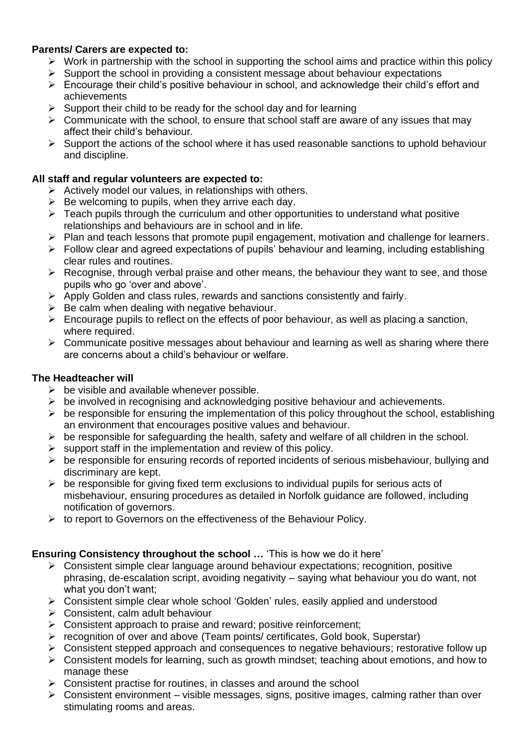**Parents/ Carers are expected to:**

- Work in partnership with the school in supporting the school aims and practice within this policy
- Support the school in providing a consistent message about behaviour expectations
- Encourage their child's positive behaviour in school, and acknowledge their child's effort and achievements
- Support their child to be ready for the school day and for learning
- Communicate with the school, to ensure that school staff are aware of any issues that may affect their child's behaviour.
- Support the actions of the school where it has used reasonable sanctions to uphold behaviour and discipline.

**All staff and regular volunteers are expected to:**

- Actively model our values, in relationships with others.
- Be welcoming to pupils, when they arrive each day.
- Teach pupils through the curriculum and other opportunities to understand what positive relationships and behaviours are in school and in life.
- Plan and teach lessons that promote pupil engagement, motivation and challenge for learners.
- Follow clear and agreed expectations of pupils' behaviour and learning, including establishing clear rules and routines.
- Recognise, through verbal praise and other means, the behaviour they want to see, and those pupils who go 'over and above'.
- Apply Golden and class rules, rewards and sanctions consistently and fairly.
- Be calm when dealing with negative behaviour.
- Encourage pupils to reflect on the effects of poor behaviour, as well as placing a sanction, where required.
- Communicate positive messages about behaviour and learning as well as sharing where there are concerns about a child's behaviour or welfare.

**The Headteacher will**

- be visible and available whenever possible.
- be involved in recognising and acknowledging positive behaviour and achievements.
- be responsible for ensuring the implementation of this policy throughout the school, establishing an environment that encourages positive values and behaviour.
- be responsible for safeguarding the health, safety and welfare of all children in the school.
- support staff in the implementation and review of this policy.
- be responsible for ensuring records of reported incidents of serious misbehaviour, bullying and discriminary are kept.
- be responsible for giving fixed term exclusions to individual pupils for serious acts of misbehaviour, ensuring procedures as detailed in Norfolk guidance are followed, including notification of governors.
- to report to Governors on the effectiveness of the Behaviour Policy.

**Ensuring Consistency throughout the school …** 'This is how we do it here'

- Consistent simple clear language around behaviour expectations; recognition, positive phrasing, de-escalation script, avoiding negativity – saying what behaviour you do want, not what you don't want;
- Consistent simple clear whole school 'Golden' rules, easily applied and understood
- Consistent, calm adult behaviour
- Consistent approach to praise and reward; positive reinforcement;
- recognition of over and above (Team points/ certificates, Gold book, Superstar)
- Consistent stepped approach and consequences to negative behaviours; restorative follow up
- Consistent models for learning, such as growth mindset; teaching about emotions, and how to manage these
- Consistent practise for routines, in classes and around the school
- Consistent environment – visible messages, signs, positive images, calming rather than over stimulating rooms and areas.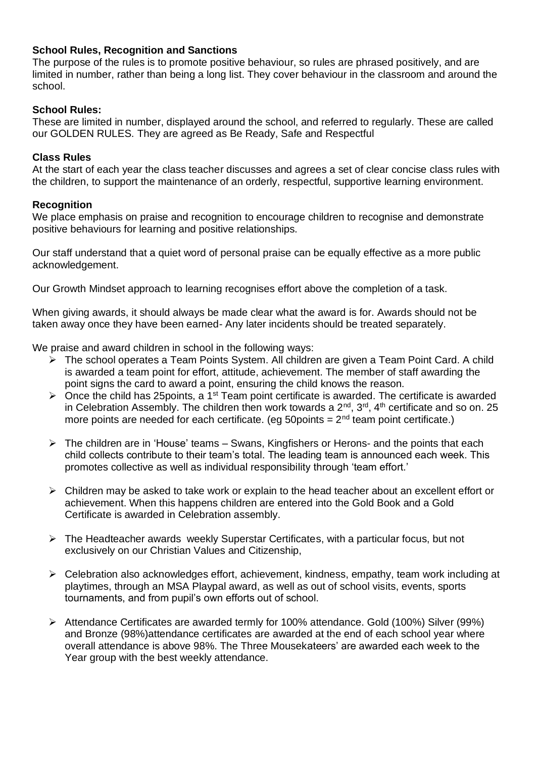## School Rules, Recognition and Sanctions

The purpose of the rules is to promote positive behaviour, so rules are phrased positively, and are limited in number, rather than being a long list. They cover behaviour in the classroom and around the school.

### School Rules:

These are limited in number, displayed around the school, and referred to regularly. These are called our GOLDEN RULES. They are agreed as Be Ready, Safe and Respectful

### Class Rules

At the start of each year the class teacher discusses and agrees a set of clear concise class rules with the children, to support the maintenance of an orderly, respectful, supportive learning environment.

### Recognition

We place emphasis on praise and recognition to encourage children to recognise and demonstrate positive behaviours for learning and positive relationships.

Our staff understand that a quiet word of personal praise can be equally effective as a more public acknowledgement.

Our Growth Mindset approach to learning recognises effort above the completion of a task.

When giving awards, it should always be made clear what the award is for. Awards should not be taken away once they have been earned- Any later incidents should be treated separately.

We praise and award children in school in the following ways:

- The school operates a Team Points System. All children are given a Team Point Card. A child is awarded a team point for effort, attitude, achievement. The member of staff awarding the point signs the card to award a point, ensuring the child knows the reason.
- Once the child has 25points, a 1st Team point certificate is awarded. The certificate is awarded in Celebration Assembly. The children then work towards a 2nd, 3rd, 4th certificate and so on. 25 more points are needed for each certificate. (eg 50points = 2nd team point certificate.)
- The children are in 'House' teams – Swans, Kingfishers or Herons- and the points that each child collects contribute to their team's total. The leading team is announced each week. This promotes collective as well as individual responsibility through 'team effort.'
- Children may be asked to take work or explain to the head teacher about an excellent effort or achievement. When this happens children are entered into the Gold Book and a Gold Certificate is awarded in Celebration assembly.
- The Headteacher awards weekly Superstar Certificates, with a particular focus, but not exclusively on our Christian Values and Citizenship,
- Celebration also acknowledges effort, achievement, kindness, empathy, team work including at playtimes, through an MSA Playpal award, as well as out of school visits, events, sports tournaments, and from pupil's own efforts out of school.
- Attendance Certificates are awarded termly for 100% attendance. Gold (100%) Silver (99%) and Bronze (98%)attendance certificates are awarded at the end of each school year where overall attendance is above 98%. The Three Mousekateers' are awarded each week to the Year group with the best weekly attendance.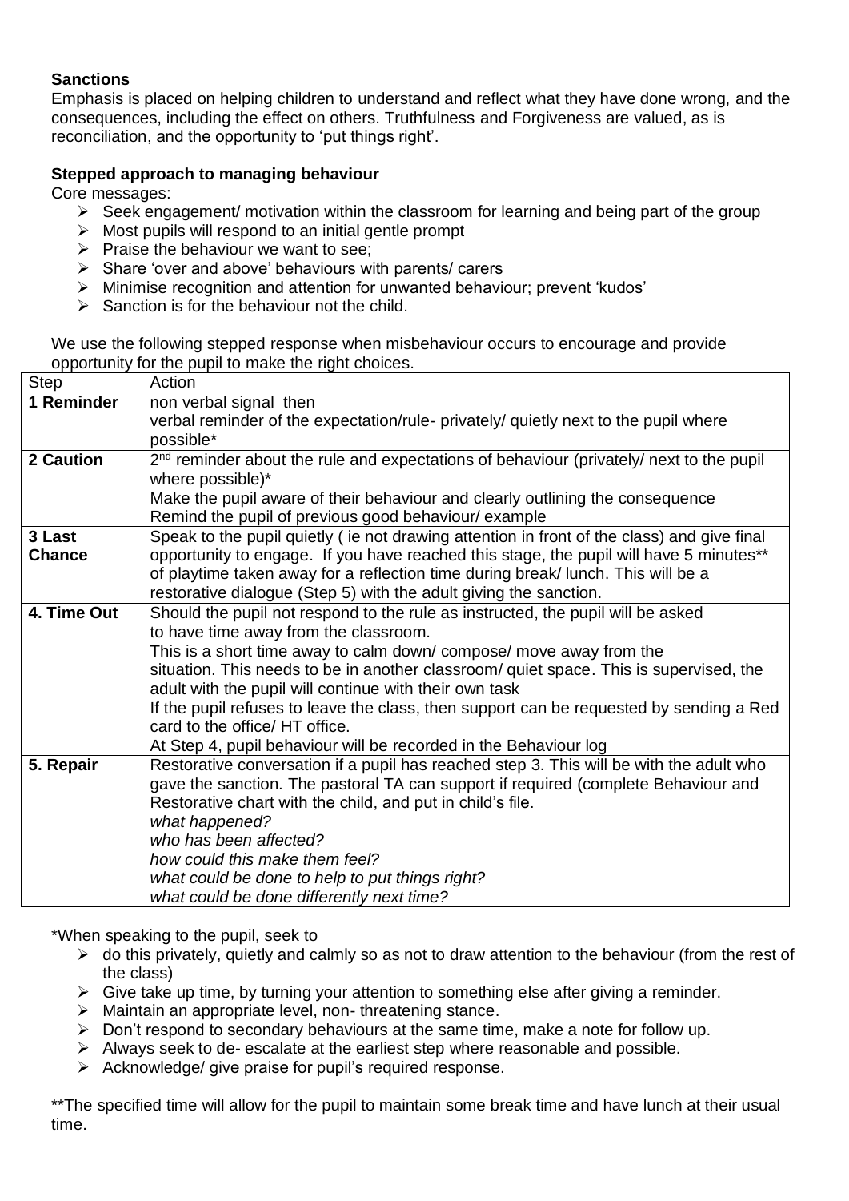**Sanctions**

Emphasis is placed on helping children to understand and reflect what they have done wrong, and the consequences, including the effect on others. Truthfulness and Forgiveness are valued, as is reconciliation, and the opportunity to 'put things right'.

**Stepped approach to managing behaviour**

Core messages:

- Seek engagement/ motivation within the classroom for learning and being part of the group
- Most pupils will respond to an initial gentle prompt
- Praise the behaviour we want to see;
- Share 'over and above' behaviours with parents/ carers
- Minimise recognition and attention for unwanted behaviour; prevent 'kudos'
- Sanction is for the behaviour not the child.

We use the following stepped response when misbehaviour occurs to encourage and provide opportunity for the pupil to make the right choices.

| Step | Action |
|---|---|
| **1 Reminder** | non verbal signal then<br>verbal reminder of the expectation/rule- privately/ quietly next to the pupil where possible* |
| **2 Caution** | 2nd reminder about the rule and expectations of behaviour (privately/ next to the pupil where possible)*<br>Make the pupil aware of their behaviour and clearly outlining the consequence<br>Remind the pupil of previous good behaviour/ example |
| **3 Last Chance** | Speak to the pupil quietly ( ie not drawing attention in front of the class) and give final opportunity to engage. If you have reached this stage, the pupil will have 5 minutes** of playtime taken away for a reflection time during break/ lunch. This will be a restorative dialogue (Step 5) with the adult giving the sanction. |
| **4. Time Out** | Should the pupil not respond to the rule as instructed, the pupil will be asked to have time away from the classroom.<br>This is a short time away to calm down/ compose/ move away from the situation. This needs to be in another classroom/ quiet space. This is supervised, the adult with the pupil will continue with their own task<br>If the pupil refuses to leave the class, then support can be requested by sending a Red card to the office/ HT office.<br>At Step 4, pupil behaviour will be recorded in the Behaviour log |
| **5. Repair** | Restorative conversation if a pupil has reached step 3. This will be with the adult who gave the sanction. The pastoral TA can support if required (complete Behaviour and Restorative chart with the child, and put in child's file.<br>*what happened?*<br>*who has been affected?*<br>*how could this make them feel?*<br>*what could be done to help to put things right?*<br>*what could be done differently next time?* |

*When speaking to the pupil, seek to

- do this privately, quietly and calmly so as not to draw attention to the behaviour (from the rest of the class)
- Give take up time, by turning your attention to something else after giving a reminder.
- Maintain an appropriate level, non- threatening stance.
- Don't respond to secondary behaviours at the same time, make a note for follow up.
- Always seek to de- escalate at the earliest step where reasonable and possible.
- Acknowledge/ give praise for pupil's required response.

**The specified time will allow for the pupil to maintain some break time and have lunch at their usual time.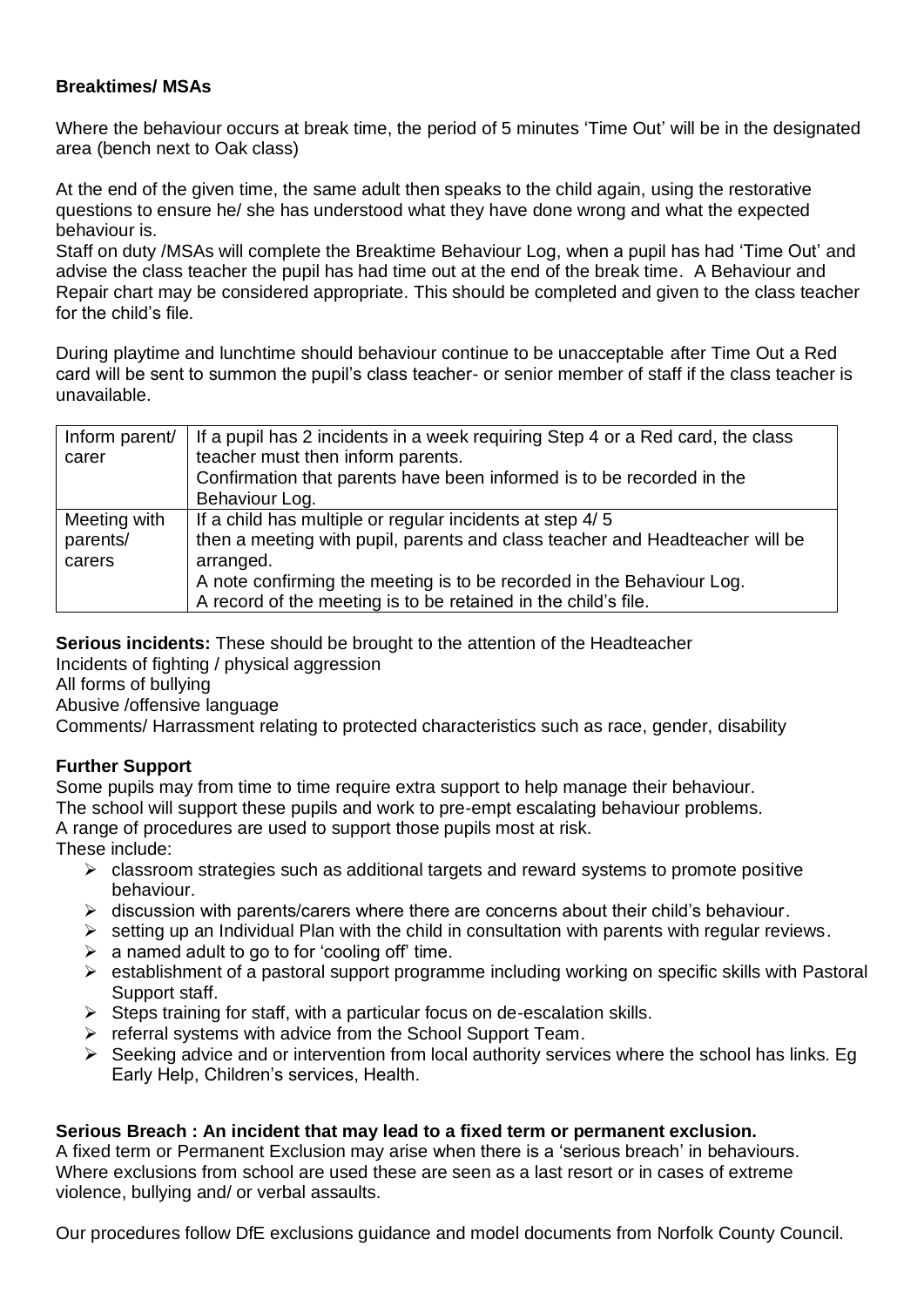**Breaktimes/ MSAs**

Where the behaviour occurs at break time, the period of 5 minutes 'Time Out' will be in the designated area (bench next to Oak class)

At the end of the given time, the same adult then speaks to the child again, using the restorative questions to ensure he/ she has understood what they have done wrong and what the expected behaviour is.
Staff on duty /MSAs will complete the Breaktime Behaviour Log, when a pupil has had 'Time Out' and advise the class teacher the pupil has had time out at the end of the break time. A Behaviour and Repair chart may be considered appropriate. This should be completed and given to the class teacher for the child's file.

During playtime and lunchtime should behaviour continue to be unacceptable after Time Out a Red card will be sent to summon the pupil's class teacher- or senior member of staff if the class teacher is unavailable.

| | |
|---|---|
| Inform parent/ carer | If a pupil has 2 incidents in a week requiring Step 4 or a Red card, the class teacher must then inform parents.<br>Confirmation that parents have been informed is to be recorded in the Behaviour Log. |
| Meeting with parents/ carers | If a child has multiple or regular incidents at step 4/ 5 then a meeting with pupil, parents and class teacher and Headteacher will be arranged.<br>A note confirming the meeting is to be recorded in the Behaviour Log.<br>A record of the meeting is to be retained in the child's file. |

**Serious incidents:** These should be brought to the attention of the Headteacher
Incidents of fighting / physical aggression
All forms of bullying
Abusive /offensive language
Comments/ Harrassment relating to protected characteristics such as race, gender, disability

**Further Support**
Some pupils may from time to time require extra support to help manage their behaviour.
The school will support these pupils and work to pre-empt escalating behaviour problems.
A range of procedures are used to support those pupils most at risk.
These include:

- classroom strategies such as additional targets and reward systems to promote positive behaviour.
- discussion with parents/carers where there are concerns about their child's behaviour.
- setting up an Individual Plan with the child in consultation with parents with regular reviews.
- a named adult to go to for 'cooling off' time.
- establishment of a pastoral support programme including working on specific skills with Pastoral Support staff.
- Steps training for staff, with a particular focus on de-escalation skills.
- referral systems with advice from the School Support Team.
- Seeking advice and or intervention from local authority services where the school has links. Eg Early Help, Children's services, Health.

**Serious Breach : An incident that may lead to a fixed term or permanent exclusion.**
A fixed term or Permanent Exclusion may arise when there is a 'serious breach' in behaviours. Where exclusions from school are used these are seen as a last resort or in cases of extreme violence, bullying and/ or verbal assaults.

Our procedures follow DfE exclusions guidance and model documents from Norfolk County Council.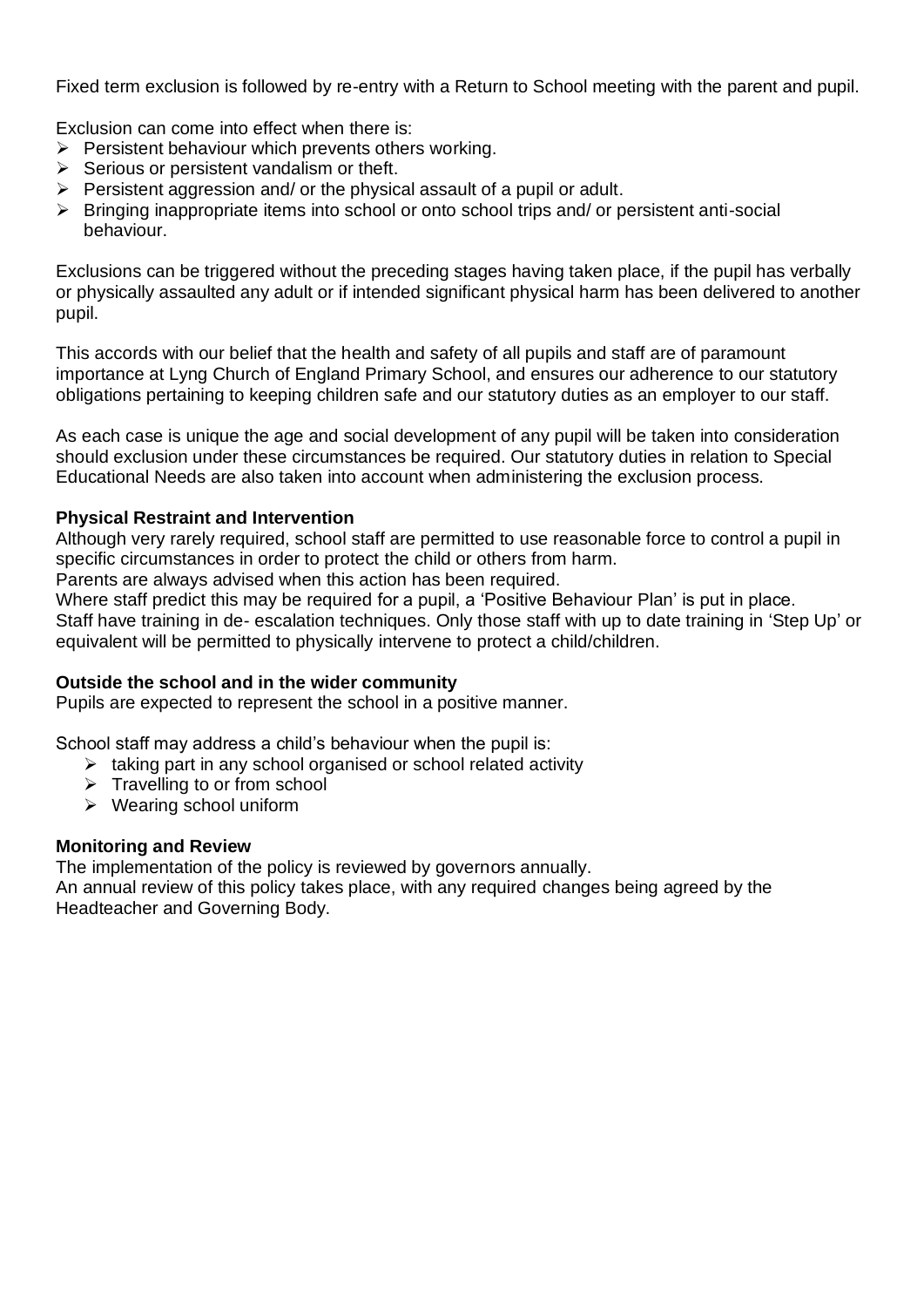Fixed term exclusion is followed by re-entry with a Return to School meeting with the parent and pupil.

Exclusion can come into effect when there is:

- Persistent behaviour which prevents others working.
- Serious or persistent vandalism or theft.
- Persistent aggression and/ or the physical assault of a pupil or adult.
- Bringing inappropriate items into school or onto school trips and/ or persistent anti-social behaviour.

Exclusions can be triggered without the preceding stages having taken place, if the pupil has verbally or physically assaulted any adult or if intended significant physical harm has been delivered to another pupil.

This accords with our belief that the health and safety of all pupils and staff are of paramount importance at Lyng Church of England Primary School, and ensures our adherence to our statutory obligations pertaining to keeping children safe and our statutory duties as an employer to our staff.

As each case is unique the age and social development of any pupil will be taken into consideration should exclusion under these circumstances be required. Our statutory duties in relation to Special Educational Needs are also taken into account when administering the exclusion process.

**Physical Restraint and Intervention**

Although very rarely required, school staff are permitted to use reasonable force to control a pupil in specific circumstances in order to protect the child or others from harm.

Parents are always advised when this action has been required.

Where staff predict this may be required for a pupil, a 'Positive Behaviour Plan' is put in place.

Staff have training in de- escalation techniques. Only those staff with up to date training in 'Step Up' or equivalent will be permitted to physically intervene to protect a child/children.

**Outside the school and in the wider community**

Pupils are expected to represent the school in a positive manner.

School staff may address a child's behaviour when the pupil is:

- taking part in any school organised or school related activity
- Travelling to or from school
- Wearing school uniform

**Monitoring and Review**

The implementation of the policy is reviewed by governors annually.

An annual review of this policy takes place, with any required changes being agreed by the Headteacher and Governing Body.